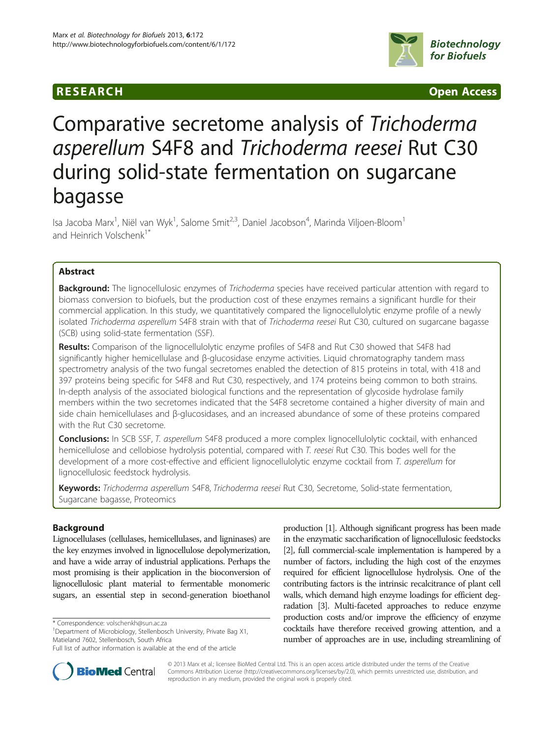RESEARCH Open Access

# Comparative secretome analysis of *Trichoderma asperellum* S4F8 and *Trichoderma reesei* Rut C30 during solid-state fermentation on sugarcane bagasse

Isa Jacoba Marx[1], Niël van Wyk[1], Salome Smit[2,3], Daniel Jacobson[4], Marinda Viljoen-Bloom[1] and Heinrich Volschenk[1*]

## Abstract

**Background:** The lignocellulosic enzymes of *Trichoderma* species have received particular attention with regard to biomass conversion to biofuels, but the production cost of these enzymes remains a significant hurdle for their commercial application. In this study, we quantitatively compared the lignocellulolytic enzyme profile of a newly isolated *Trichoderma asperellum* S4F8 strain with that of *Trichoderma reesei* Rut C30, cultured on sugarcane bagasse (SCB) using solid-state fermentation (SSF).

**Results:** Comparison of the lignocellulolytic enzyme profiles of S4F8 and Rut C30 showed that S4F8 had significantly higher hemicellulase and β-glucosidase enzyme activities. Liquid chromatography tandem mass spectrometry analysis of the two fungal secretomes enabled the detection of 815 proteins in total, with 418 and 397 proteins being specific for S4F8 and Rut C30, respectively, and 174 proteins being common to both strains. In-depth analysis of the associated biological functions and the representation of glycoside hydrolase family members within the two secretomes indicated that the S4F8 secretome contained a higher diversity of main and side chain hemicellulases and β-glucosidases, and an increased abundance of some of these proteins compared with the Rut C30 secretome.

**Conclusions:** In SCB SSF, *T. asperellum* S4F8 produced a more complex lignocellulolytic cocktail, with enhanced hemicellulose and cellobiose hydrolysis potential, compared with *T. reesei* Rut C30. This bodes well for the development of a more cost-effective and efficient lignocellulolytic enzyme cocktail from *T. asperellum* for lignocellulosic feedstock hydrolysis.

**Keywords:** *Trichoderma asperellum* S4F8, *Trichoderma reesei* Rut C30, Secretome, Solid-state fermentation, Sugarcane bagasse, Proteomics

## Background

Lignocellulases (cellulases, hemicellulases, and ligninases) are the key enzymes involved in lignocellulose depolymerization, and have a wide array of industrial applications. Perhaps the most promising is their application in the bioconversion of lignocellulosic plant material to fermentable monomeric sugars, an essential step in second-generation bioethanol production [1]. Although significant progress has been made in the enzymatic saccharification of lignocellulosic feedstocks [2], full commercial-scale implementation is hampered by a number of factors, including the high cost of the enzymes required for efficient lignocellulose hydrolysis. One of the contributing factors is the intrinsic recalcitrance of plant cell walls, which demand high enzyme loadings for efficient degradation [3]. Multi-faceted approaches to reduce enzyme production costs and/or improve the efficiency of enzyme cocktails have therefore received growing attention, and a number of approaches are in use, including streamlining of

\* Correspondence: volschenkh@sun.ac.za
[1]Department of Microbiology, Stellenbosch University, Private Bag X1, Matieland 7602, Stellenbosch, South Africa
Full list of author information is available at the end of the article

© 2013 Marx et al.; licensee BioMed Central Ltd. This is an open access article distributed under the terms of the Creative Commons Attribution License (http://creativecommons.org/licenses/by/2.0), which permits unrestricted use, distribution, and reproduction in any medium, provided the original work is properly cited.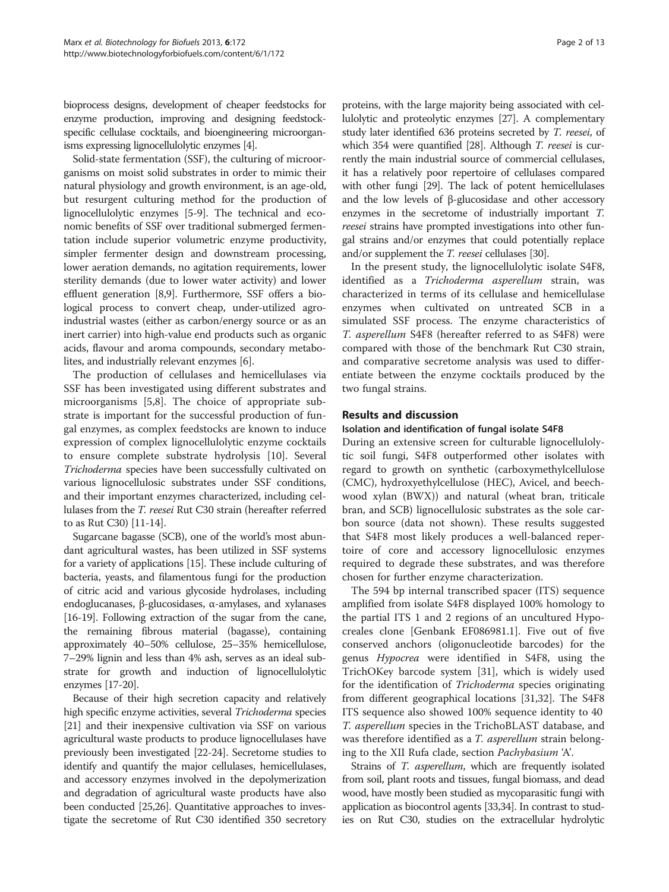bioprocess designs, development of cheaper feedstocks for enzyme production, improving and designing feedstock-specific cellulase cocktails, and bioengineering microorganisms expressing lignocellulolytic enzymes [4].

Solid-state fermentation (SSF), the culturing of microorganisms on moist solid substrates in order to mimic their natural physiology and growth environment, is an age-old, but resurgent culturing method for the production of lignocellulolytic enzymes [5-9]. The technical and economic benefits of SSF over traditional submerged fermentation include superior volumetric enzyme productivity, simpler fermenter design and downstream processing, lower aeration demands, no agitation requirements, lower sterility demands (due to lower water activity) and lower effluent generation [8,9]. Furthermore, SSF offers a biological process to convert cheap, under-utilized agro-industrial wastes (either as carbon/energy source or as an inert carrier) into high-value end products such as organic acids, flavour and aroma compounds, secondary metabolites, and industrially relevant enzymes [6].

The production of cellulases and hemicellulases via SSF has been investigated using different substrates and microorganisms [5,8]. The choice of appropriate substrate is important for the successful production of fungal enzymes, as complex feedstocks are known to induce expression of complex lignocellulolytic enzyme cocktails to ensure complete substrate hydrolysis [10]. Several *Trichoderma* species have been successfully cultivated on various lignocellulosic substrates under SSF conditions, and their important enzymes characterized, including cellulases from the *T. reesei* Rut C30 strain (hereafter referred to as Rut C30) [11-14].

Sugarcane bagasse (SCB), one of the world's most abundant agricultural wastes, has been utilized in SSF systems for a variety of applications [15]. These include culturing of bacteria, yeasts, and filamentous fungi for the production of citric acid and various glycoside hydrolases, including endoglucanases, β-glucosidases, α-amylases, and xylanases [16-19]. Following extraction of the sugar from the cane, the remaining fibrous material (bagasse), containing approximately 40–50% cellulose, 25–35% hemicellulose, 7–29% lignin and less than 4% ash, serves as an ideal substrate for growth and induction of lignocellulolytic enzymes [17-20].

Because of their high secretion capacity and relatively high specific enzyme activities, several *Trichoderma* species [21] and their inexpensive cultivation via SSF on various agricultural waste products to produce lignocellulases have previously been investigated [22-24]. Secretome studies to identify and quantify the major cellulases, hemicellulases, and accessory enzymes involved in the depolymerization and degradation of agricultural waste products have also been conducted [25,26]. Quantitative approaches to investigate the secretome of Rut C30 identified 350 secretory proteins, with the large majority being associated with cellulolytic and proteolytic enzymes [27]. A complementary study later identified 636 proteins secreted by *T. reesei*, of which 354 were quantified [28]. Although *T. reesei* is currently the main industrial source of commercial cellulases, it has a relatively poor repertoire of cellulases compared with other fungi [29]. The lack of potent hemicellulases and the low levels of β-glucosidase and other accessory enzymes in the secretome of industrially important *T. reesei* strains have prompted investigations into other fungal strains and/or enzymes that could potentially replace and/or supplement the *T. reesei* cellulases [30].

In the present study, the lignocellulolytic isolate S4F8, identified as a *Trichoderma asperellum* strain, was characterized in terms of its cellulase and hemicellulase enzymes when cultivated on untreated SCB in a simulated SSF process. The enzyme characteristics of *T. asperellum* S4F8 (hereafter referred to as S4F8) were compared with those of the benchmark Rut C30 strain, and comparative secretome analysis was used to differentiate between the enzyme cocktails produced by the two fungal strains.

## Results and discussion

### Isolation and identification of fungal isolate S4F8

During an extensive screen for culturable lignocellulolytic soil fungi, S4F8 outperformed other isolates with regard to growth on synthetic (carboxymethylcellulose (CMC), hydroxyethylcellulose (HEC), Avicel, and beechwood xylan (BWX)) and natural (wheat bran, triticale bran, and SCB) lignocellulosic substrates as the sole carbon source (data not shown). These results suggested that S4F8 most likely produces a well-balanced repertoire of core and accessory lignocellulosic enzymes required to degrade these substrates, and was therefore chosen for further enzyme characterization.

The 594 bp internal transcribed spacer (ITS) sequence amplified from isolate S4F8 displayed 100% homology to the partial ITS 1 and 2 regions of an uncultured Hypocreales clone [Genbank EF086981.1]. Five out of five conserved anchors (oligonucleotide barcodes) for the genus *Hypocrea* were identified in S4F8, using the TrichOKey barcode system [31], which is widely used for the identification of *Trichoderma* species originating from different geographical locations [31,32]. The S4F8 ITS sequence also showed 100% sequence identity to 40 *T. asperellum* species in the TrichoBLAST database, and was therefore identified as a *T. asperellum* strain belonging to the XII Rufa clade, section *Pachybasium* 'A'.

Strains of *T. asperellum*, which are frequently isolated from soil, plant roots and tissues, fungal biomass, and dead wood, have mostly been studied as mycoparasitic fungi with application as biocontrol agents [33,34]. In contrast to studies on Rut C30, studies on the extracellular hydrolytic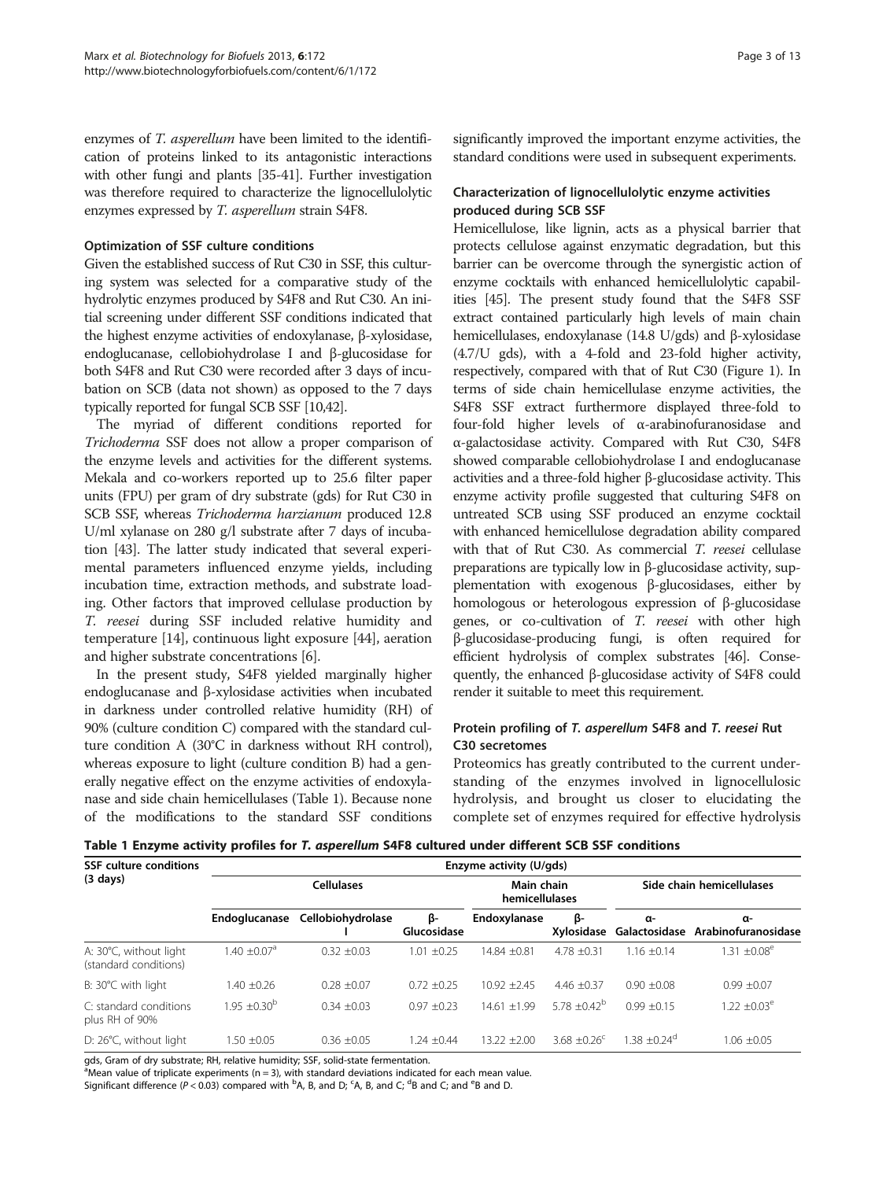enzymes of *T. asperellum* have been limited to the identification of proteins linked to its antagonistic interactions with other fungi and plants [35-41]. Further investigation was therefore required to characterize the lignocellulolytic enzymes expressed by *T. asperellum* strain S4F8.

### Optimization of SSF culture conditions

Given the established success of Rut C30 in SSF, this culturing system was selected for a comparative study of the hydrolytic enzymes produced by S4F8 and Rut C30. An initial screening under different SSF conditions indicated that the highest enzyme activities of endoxylanase, β-xylosidase, endoglucanase, cellobiohydrolase I and β-glucosidase for both S4F8 and Rut C30 were recorded after 3 days of incubation on SCB (data not shown) as opposed to the 7 days typically reported for fungal SCB SSF [10,42].

The myriad of different conditions reported for *Trichoderma* SSF does not allow a proper comparison of the enzyme levels and activities for the different systems. Mekala and co-workers reported up to 25.6 filter paper units (FPU) per gram of dry substrate (gds) for Rut C30 in SCB SSF, whereas *Trichoderma harzianum* produced 12.8 U/ml xylanase on 280 g/l substrate after 7 days of incubation [43]. The latter study indicated that several experimental parameters influenced enzyme yields, including incubation time, extraction methods, and substrate loading. Other factors that improved cellulase production by *T. reesei* during SSF included relative humidity and temperature [14], continuous light exposure [44], aeration and higher substrate concentrations [6].

In the present study, S4F8 yielded marginally higher endoglucanase and β-xylosidase activities when incubated in darkness under controlled relative humidity (RH) of 90% (culture condition C) compared with the standard culture condition A (30°C in darkness without RH control), whereas exposure to light (culture condition B) had a generally negative effect on the enzyme activities of endoxylanase and side chain hemicellulases (Table 1). Because none of the modifications to the standard SSF conditions significantly improved the important enzyme activities, the standard conditions were used in subsequent experiments.

### Characterization of lignocellulolytic enzyme activities produced during SCB SSF

Hemicellulose, like lignin, acts as a physical barrier that protects cellulose against enzymatic degradation, but this barrier can be overcome through the synergistic action of enzyme cocktails with enhanced hemicellulolytic capabilities [45]. The present study found that the S4F8 SSF extract contained particularly high levels of main chain hemicellulases, endoxylanase (14.8 U/gds) and β-xylosidase (4.7/U gds), with a 4-fold and 23-fold higher activity, respectively, compared with that of Rut C30 (Figure 1). In terms of side chain hemicellulase enzyme activities, the S4F8 SSF extract furthermore displayed three-fold to four-fold higher levels of α-arabinofuranosidase and α-galactosidase activity. Compared with Rut C30, S4F8 showed comparable cellobiohydrolase I and endoglucanase activities and a three-fold higher β-glucosidase activity. This enzyme activity profile suggested that culturing S4F8 on untreated SCB using SSF produced an enzyme cocktail with enhanced hemicellulose degradation ability compared with that of Rut C30. As commercial *T. reesei* cellulase preparations are typically low in β-glucosidase activity, supplementation with exogenous β-glucosidases, either by homologous or heterologous expression of β-glucosidase genes, or co-cultivation of *T. reesei* with other high β-glucosidase-producing fungi, is often required for efficient hydrolysis of complex substrates [46]. Consequently, the enhanced β-glucosidase activity of S4F8 could render it suitable to meet this requirement.

### Protein profiling of *T. asperellum* S4F8 and *T. reesei* Rut C30 secretomes

Proteomics has greatly contributed to the current understanding of the enzymes involved in lignocellulosic hydrolysis, and brought us closer to elucidating the complete set of enzymes required for effective hydrolysis

**Table 1 Enzyme activity profiles for *T. asperellum* S4F8 cultured under different SCB SSF conditions**

| SSF culture conditions (3 days) | Enzyme activity (U/gds) | | | | | | |
|---|---|---|---|---|---|---|---|
| | Cellulases | | | Main chain hemicellulases | | Side chain hemicellulases | |
| | Endoglucanase | Cellobiohydrolase I | β-Glucosidase | Endoxylanase | β-Xylosidase | α-Galactosidase | α-Arabinofuranosidase |
| A: 30°C, without light (standard conditions) | 1.40 ±0.07[a] | 0.32 ±0.03 | 1.01 ±0.25 | 14.84 ±0.81 | 4.78 ±0.31 | 1.16 ±0.14 | 1.31 ±0.08[e] |
| B: 30°C with light | 1.40 ±0.26 | 0.28 ±0.07 | 0.72 ±0.25 | 10.92 ±2.45 | 4.46 ±0.37 | 0.90 ±0.08 | 0.99 ±0.07 |
| C: standard conditions plus RH of 90% | 1.95 ±0.30[b] | 0.34 ±0.03 | 0.97 ±0.23 | 14.61 ±1.99 | 5.78 ±0.42[b] | 0.99 ±0.15 | 1.22 ±0.03[e] |
| D: 26°C, without light | 1.50 ±0.05 | 0.36 ±0.05 | 1.24 ±0.44 | 13.22 ±2.00 | 3.68 ±0.26[c] | 1.38 ±0.24[d] | 1.06 ±0.05 |

gds, Gram of dry substrate; RH, relative humidity; SSF, solid-state fermentation.
[a]Mean value of triplicate experiments (n = 3), with standard deviations indicated for each mean value.
Significant difference ($P < 0.03$) compared with [b]A, B, and D; [c]A, B, and C; [d]B and C; and [e]B and D.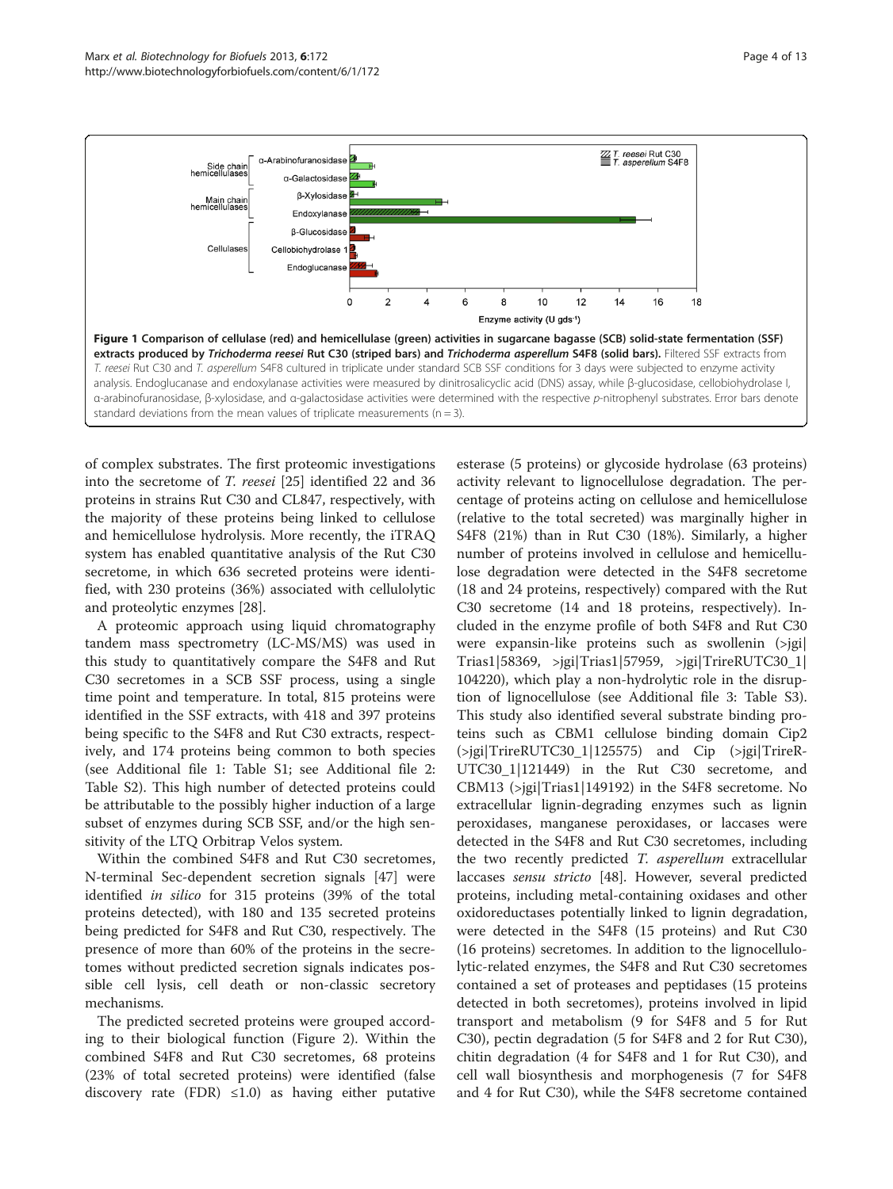**Figure 1 Comparison of cellulase (red) and hemicellulase (green) activities in sugarcane bagasse (SCB) solid-state fermentation (SSF) extracts produced by *Trichoderma reesei* Rut C30 (striped bars) and *Trichoderma asperellum* S4F8 (solid bars).** Filtered SSF extracts from *T. reesei* Rut C30 and *T. asperellum* S4F8 cultured in triplicate under standard SCB SSF conditions for 3 days were subjected to enzyme activity analysis. Endoglucanase and endoxylanase activities were measured by dinitrosalicyclic acid (DNS) assay, while β-glucosidase, cellobiohydrolase I, α-arabinofuranosidase, β-xylosidase, and α-galactosidase activities were determined with the respective *p*-nitrophenyl substrates. Error bars denote standard deviations from the mean values of triplicate measurements (n = 3).

of complex substrates. The first proteomic investigations into the secretome of *T. reesei* [25] identified 22 and 36 proteins in strains Rut C30 and CL847, respectively, with the majority of these proteins being linked to cellulose and hemicellulose hydrolysis. More recently, the iTRAQ system has enabled quantitative analysis of the Rut C30 secretome, in which 636 secreted proteins were identified, with 230 proteins (36%) associated with cellulolytic and proteolytic enzymes [28].

A proteomic approach using liquid chromatography tandem mass spectrometry (LC-MS/MS) was used in this study to quantitatively compare the S4F8 and Rut C30 secretomes in a SCB SSF process, using a single time point and temperature. In total, 815 proteins were identified in the SSF extracts, with 418 and 397 proteins being specific to the S4F8 and Rut C30 extracts, respectively, and 174 proteins being common to both species (see Additional file 1: Table S1; see Additional file 2: Table S2). This high number of detected proteins could be attributable to the possibly higher induction of a large subset of enzymes during SCB SSF, and/or the high sensitivity of the LTQ Orbitrap Velos system.

Within the combined S4F8 and Rut C30 secretomes, N-terminal Sec-dependent secretion signals [47] were identified *in silico* for 315 proteins (39% of the total proteins detected), with 180 and 135 secreted proteins being predicted for S4F8 and Rut C30, respectively. The presence of more than 60% of the proteins in the secretomes without predicted secretion signals indicates possible cell lysis, cell death or non-classic secretory mechanisms.

The predicted secreted proteins were grouped according to their biological function (Figure 2). Within the combined S4F8 and Rut C30 secretomes, 68 proteins (23% of total secreted proteins) were identified (false discovery rate (FDR) ≤1.0) as having either putative esterase (5 proteins) or glycoside hydrolase (63 proteins) activity relevant to lignocellulose degradation. The percentage of proteins acting on cellulose and hemicellulose (relative to the total secreted) was marginally higher in S4F8 (21%) than in Rut C30 (18%). Similarly, a higher number of proteins involved in cellulose and hemicellulose degradation were detected in the S4F8 secretome (18 and 24 proteins, respectively) compared with the Rut C30 secretome (14 and 18 proteins, respectively). Included in the enzyme profile of both S4F8 and Rut C30 were expansin-like proteins such as swollenin (>jgi|Trias1|58369, >jgi|Trias1|57959, >jgi|TrireRUTC30_1|104220), which play a non-hydrolytic role in the disruption of lignocellulose (see Additional file 3: Table S3). This study also identified several substrate binding proteins such as CBM1 cellulose binding domain Cip2 (>jgi|TrireRUTC30_1|125575) and Cip (>jgi|TrireRUTC30_1|121449) in the Rut C30 secretome, and CBM13 (>jgi|Trias1|149192) in the S4F8 secretome. No extracellular lignin-degrading enzymes such as lignin peroxidases, manganese peroxidases, or laccases were detected in the S4F8 and Rut C30 secretomes, including the two recently predicted *T. asperellum* extracellular laccases *sensu stricto* [48]. However, several predicted proteins, including metal-containing oxidases and other oxidoreductases potentially linked to lignin degradation, were detected in the S4F8 (15 proteins) and Rut C30 (16 proteins) secretomes. In addition to the lignocellulolytic-related enzymes, the S4F8 and Rut C30 secretomes contained a set of proteases and peptidases (15 proteins detected in both secretomes), proteins involved in lipid transport and metabolism (9 for S4F8 and 5 for Rut C30), pectin degradation (5 for S4F8 and 2 for Rut C30), chitin degradation (4 for S4F8 and 1 for Rut C30), and cell wall biosynthesis and morphogenesis (7 for S4F8 and 4 for Rut C30), while the S4F8 secretome contained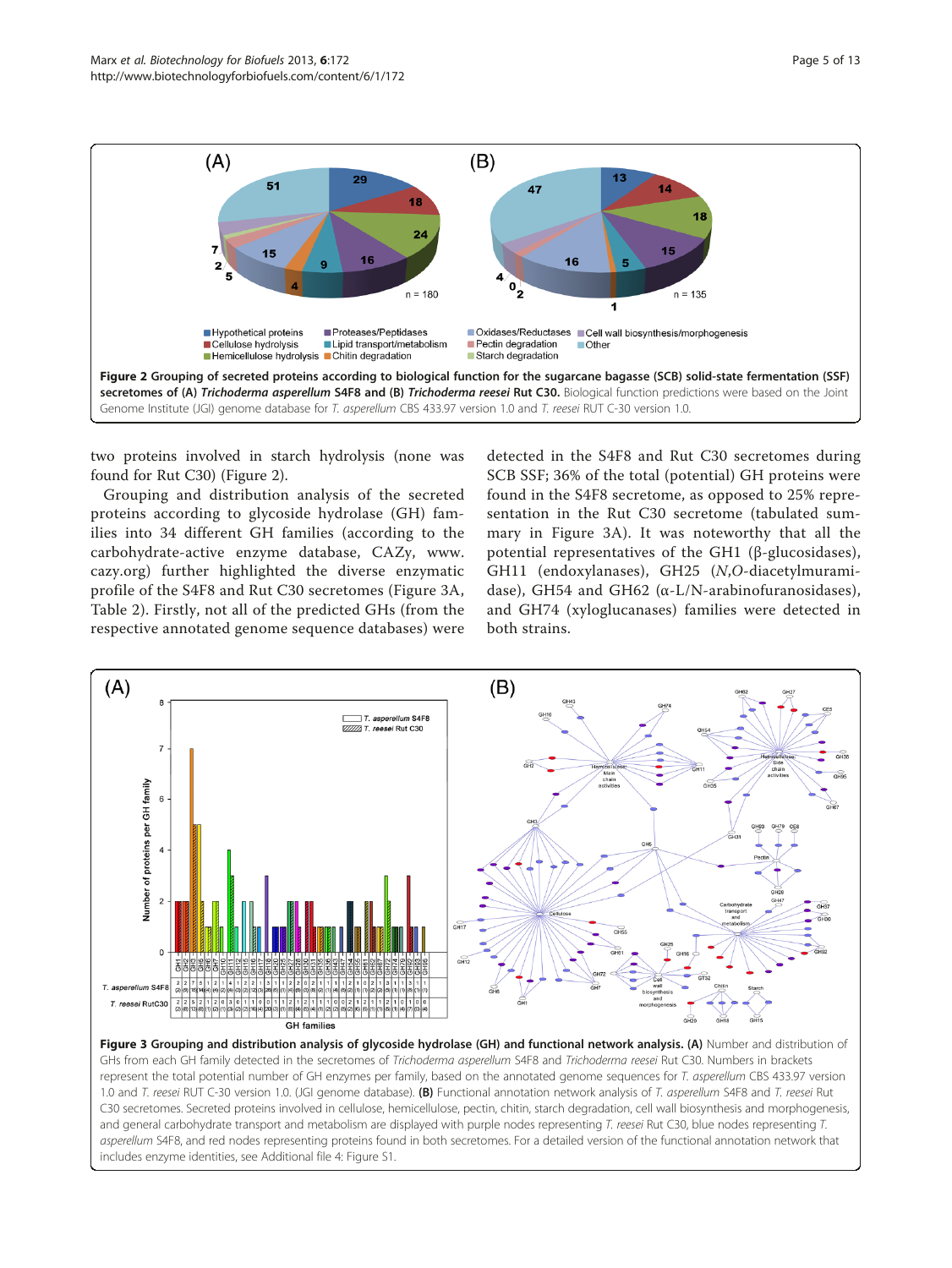**Figure 2 Grouping of secreted proteins according to biological function for the sugarcane bagasse (SCB) solid-state fermentation (SSF) secretomes of (A)** ***Trichoderma asperellum*** **S4F8 and (B)** ***Trichoderma reesei*** **Rut C30.** Biological function predictions were based on the Joint Genome Institute (JGI) genome database for *T. asperellum* CBS 433.97 version 1.0 and *T. reesei* RUT C-30 version 1.0.

two proteins involved in starch hydrolysis (none was found for Rut C30) (Figure 2).

Grouping and distribution analysis of the secreted proteins according to glycoside hydrolase (GH) families into 34 different GH families (according to the carbohydrate-active enzyme database, CAZy, www.cazy.org) further highlighted the diverse enzymatic profile of the S4F8 and Rut C30 secretomes (Figure 3A, Table 2). Firstly, not all of the predicted GHs (from the respective annotated genome sequence databases) were detected in the S4F8 and Rut C30 secretomes during SCB SSF; 36% of the total (potential) GH proteins were found in the S4F8 secretome, as opposed to 25% representation in the Rut C30 secretome (tabulated summary in Figure 3A). It was noteworthy that all the potential representatives of the GH1 (β-glucosidases), GH11 (endoxylanases), GH25 (*N,O*-diacetylmuramidase), GH54 and GH62 (α-L/N-arabinofuranosidases), and GH74 (xyloglucanases) families were detected in both strains.

**Figure 3 Grouping and distribution analysis of glycoside hydrolase (GH) and functional network analysis. (A)** Number and distribution of GHs from each GH family detected in the secretomes of *Trichoderma asperellum* S4F8 and *Trichoderma reesei* Rut C30. Numbers in brackets represent the total potential number of GH enzymes per family, based on the annotated genome sequences for *T. asperellum* CBS 433.97 version 1.0 and *T. reesei* RUT C-30 version 1.0. (JGI genome database). **(B)** Functional annotation network analysis of *T. asperellum* S4F8 and *T. reesei* Rut C30 secretomes. Secreted proteins involved in cellulose, hemicellulose, pectin, chitin, starch degradation, cell wall biosynthesis and morphogenesis, and general carbohydrate transport and metabolism are displayed with purple nodes representing *T. reesei* Rut C30, blue nodes representing *T. asperellum* S4F8, and red nodes representing proteins found in both secretomes. For a detailed version of the functional annotation network that includes enzyme identities, see Additional file 4: Figure S1.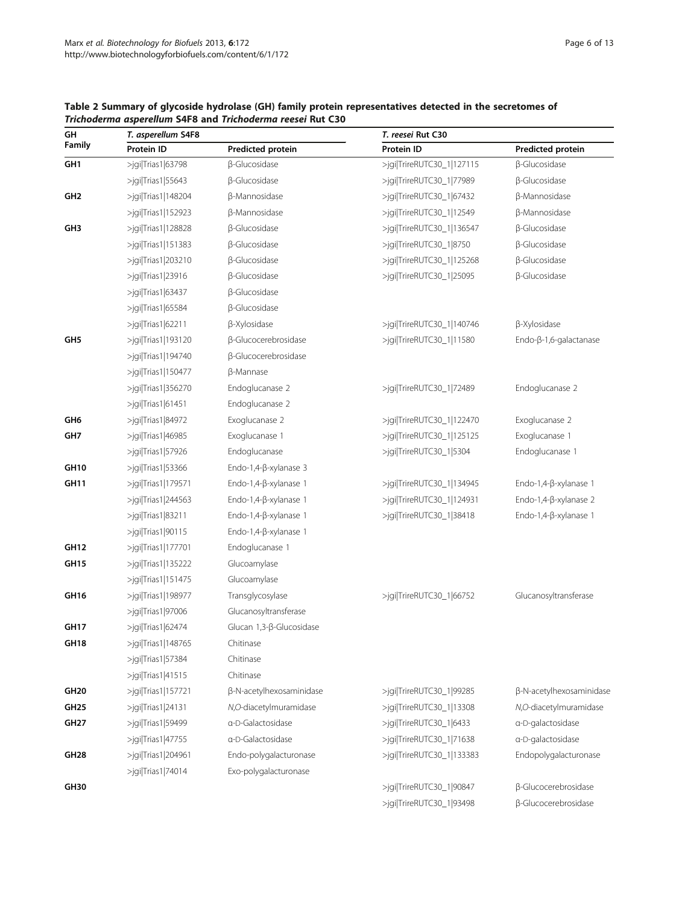**Table 2 Summary of glycoside hydrolase (GH) family protein representatives detected in the secretomes of *Trichoderma asperellum* S4F8 and *Trichoderma reesei* Rut C30**

| GH Family | *T. asperellum* S4F8 | | *T. reesei* Rut C30 | |
|---|---|---|---|---|
| | Protein ID | Predicted protein | Protein ID | Predicted protein |
| **GH1** | >jgi\|Trias1\|63798 | β-Glucosidase | >jgi\|TrireRUTC30_1\|127115 | β-Glucosidase |
| | >jgi\|Trias1\|55643 | β-Glucosidase | >jgi\|TrireRUTC30_1\|77989 | β-Glucosidase |
| **GH2** | >jgi\|Trias1\|148204 | β-Mannosidase | >jgi\|TrireRUTC30_1\|67432 | β-Mannosidase |
| | >jgi\|Trias1\|152923 | β-Mannosidase | >jgi\|TrireRUTC30_1\|12549 | β-Mannosidase |
| **GH3** | >jgi\|Trias1\|128828 | β-Glucosidase | >jgi\|TrireRUTC30_1\|136547 | β-Glucosidase |
| | >jgi\|Trias1\|151383 | β-Glucosidase | >jgi\|TrireRUTC30_1\|8750 | β-Glucosidase |
| | >jgi\|Trias1\|203210 | β-Glucosidase | >jgi\|TrireRUTC30_1\|125268 | β-Glucosidase |
| | >jgi\|Trias1\|23916 | β-Glucosidase | >jgi\|TrireRUTC30_1\|25095 | β-Glucosidase |
| | >jgi\|Trias1\|63437 | β-Glucosidase | | |
| | >jgi\|Trias1\|65584 | β-Glucosidase | | |
| | >jgi\|Trias1\|62211 | β-Xylosidase | >jgi\|TrireRUTC30_1\|140746 | β-Xylosidase |
| **GH5** | >jgi\|Trias1\|193120 | β-Glucocerebrosidase | >jgi\|TrireRUTC30_1\|11580 | Endo-β-1,6-galactanase |
| | >jgi\|Trias1\|194740 | β-Glucocerebrosidase | | |
| | >jgi\|Trias1\|150477 | β-Mannase | | |
| | >jgi\|Trias1\|356270 | Endoglucanase 2 | >jgi\|TrireRUTC30_1\|72489 | Endoglucanase 2 |
| | >jgi\|Trias1\|61451 | Endoglucanase 2 | | |
| **GH6** | >jgi\|Trias1\|84972 | Exoglucanase 2 | >jgi\|TrireRUTC30_1\|122470 | Exoglucanase 2 |
| **GH7** | >jgi\|Trias1\|46985 | Exoglucanase 1 | >jgi\|TrireRUTC30_1\|125125 | Exoglucanase 1 |
| | >jgi\|Trias1\|57926 | Endoglucanase | >jgi\|TrireRUTC30_1\|5304 | Endoglucanase 1 |
| **GH10** | >jgi\|Trias1\|53366 | Endo-1,4-β-xylanase 3 | | |
| **GH11** | >jgi\|Trias1\|179571 | Endo-1,4-β-xylanase 1 | >jgi\|TrireRUTC30_1\|134945 | Endo-1,4-β-xylanase 1 |
| | >jgi\|Trias1\|244563 | Endo-1,4-β-xylanase 1 | >jgi\|TrireRUTC30_1\|124931 | Endo-1,4-β-xylanase 2 |
| | >jgi\|Trias1\|83211 | Endo-1,4-β-xylanase 1 | >jgi\|TrireRUTC30_1\|38418 | Endo-1,4-β-xylanase 1 |
| | >jgi\|Trias1\|90115 | Endo-1,4-β-xylanase 1 | | |
| **GH12** | >jgi\|Trias1\|177701 | Endoglucanase 1 | | |
| **GH15** | >jgi\|Trias1\|135222 | Glucoamylase | | |
| | >jgi\|Trias1\|151475 | Glucoamylase | | |
| **GH16** | >jgi\|Trias1\|198977 | Transglycosylase | >jgi\|TrireRUTC30_1\|66752 | Glucanosyltransferase |
| | >jgi\|Trias1\|97006 | Glucanosyltransferase | | |
| **GH17** | >jgi\|Trias1\|62474 | Glucan 1,3-β-Glucosidase | | |
| **GH18** | >jgi\|Trias1\|148765 | Chitinase | | |
| | >jgi\|Trias1\|57384 | Chitinase | | |
| | >jgi\|Trias1\|41515 | Chitinase | | |
| **GH20** | >jgi\|Trias1\|157721 | β-N-acetylhexosaminidase | >jgi\|TrireRUTC30_1\|99285 | β-N-acetylhexosaminidase |
| **GH25** | >jgi\|Trias1\|24131 | *N,O*-diacetylmuramidase | >jgi\|TrireRUTC30_1\|13308 | *N,O*-diacetylmuramidase |
| **GH27** | >jgi\|Trias1\|59499 | α-D-Galactosidase | >jgi\|TrireRUTC30_1\|6433 | α-D-galactosidase |
| | >jgi\|Trias1\|47755 | α-D-Galactosidase | >jgi\|TrireRUTC30_1\|71638 | α-D-galactosidase |
| **GH28** | >jgi\|Trias1\|204961 | Endo-polygalacturonase | >jgi\|TrireRUTC30_1\|133383 | Endopolygalacturonase |
| | >jgi\|Trias1\|74014 | Exo-polygalacturonase | | |
| **GH30** | | | >jgi\|TrireRUTC30_1\|90847 | β-Glucocerebrosidase |
| | | | >jgi\|TrireRUTC30_1\|93498 | β-Glucocerebrosidase |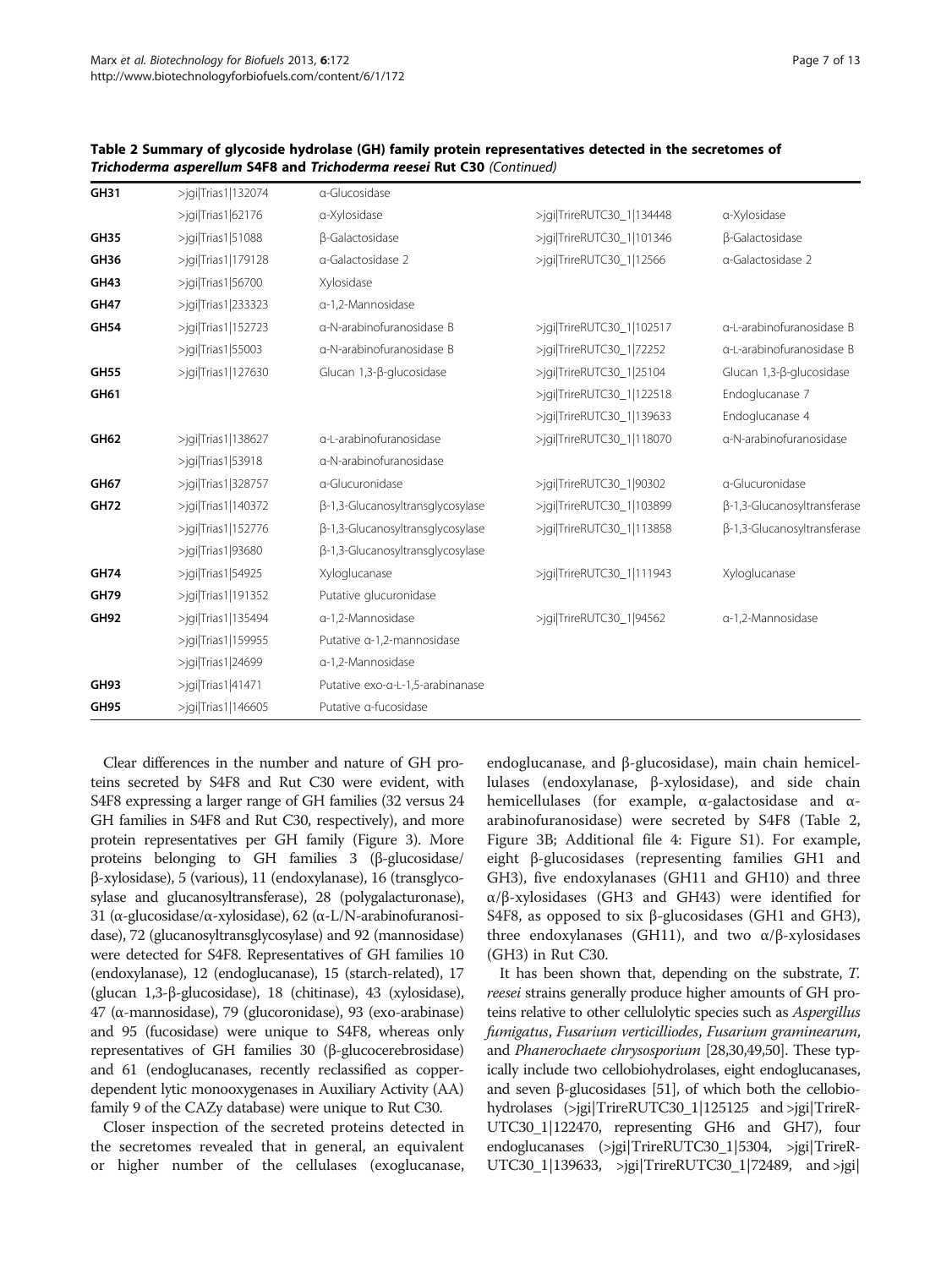**Table 2 Summary of glycoside hydrolase (GH) family protein representatives detected in the secretomes of *Trichoderma asperellum* S4F8 and *Trichoderma reesei* Rut C30 (Continued)**

| | | | | |
|---|---|---|---|---|
| **GH31** | >jgi\|Trias1\|132074 | α-Glucosidase | | |
| | >jgi\|Trias1\|62176 | α-Xylosidase | >jgi\|TrireRUTC30_1\|134448 | α-Xylosidase |
| **GH35** | >jgi\|Trias1\|51088 | β-Galactosidase | >jgi\|TrireRUTC30_1\|101346 | β-Galactosidase |
| **GH36** | >jgi\|Trias1\|179128 | α-Galactosidase 2 | >jgi\|TrireRUTC30_1\|12566 | α-Galactosidase 2 |
| **GH43** | >jgi\|Trias1\|56700 | Xylosidase | | |
| **GH47** | >jgi\|Trias1\|233323 | α-1,2-Mannosidase | | |
| **GH54** | >jgi\|Trias1\|152723 | α-N-arabinofuranosidase B | >jgi\|TrireRUTC30_1\|102517 | α-L-arabinofuranosidase B |
| | >jgi\|Trias1\|55003 | α-N-arabinofuranosidase B | >jgi\|TrireRUTC30_1\|72252 | α-L-arabinofuranosidase B |
| **GH55** | >jgi\|Trias1\|127630 | Glucan 1,3-β-glucosidase | >jgi\|TrireRUTC30_1\|25104 | Glucan 1,3-β-glucosidase |
| **GH61** | | | >jgi\|TrireRUTC30_1\|122518 | Endoglucanase 7 |
| | | | >jgi\|TrireRUTC30_1\|139633 | Endoglucanase 4 |
| **GH62** | >jgi\|Trias1\|138627 | α-L-arabinofuranosidase | >jgi\|TrireRUTC30_1\|118070 | α-N-arabinofuranosidase |
| | >jgi\|Trias1\|53918 | α-N-arabinofuranosidase | | |
| **GH67** | >jgi\|Trias1\|328757 | α-Glucuronidase | >jgi\|TrireRUTC30_1\|90302 | α-Glucuronidase |
| **GH72** | >jgi\|Trias1\|140372 | β-1,3-Glucanosyltransglycosylase | >jgi\|TrireRUTC30_1\|103899 | β-1,3-Glucanosyltransferase |
| | >jgi\|Trias1\|152776 | β-1,3-Glucanosyltransglycosylase | >jgi\|TrireRUTC30_1\|113858 | β-1,3-Glucanosyltransferase |
| | >jgi\|Trias1\|93680 | β-1,3-Glucanosyltransglycosylase | | |
| **GH74** | >jgi\|Trias1\|54925 | Xyloglucanase | >jgi\|TrireRUTC30_1\|111943 | Xyloglucanase |
| **GH79** | >jgi\|Trias1\|191352 | Putative glucuronidase | | |
| **GH92** | >jgi\|Trias1\|135494 | α-1,2-Mannosidase | >jgi\|TrireRUTC30_1\|94562 | α-1,2-Mannosidase |
| | >jgi\|Trias1\|159955 | Putative α-1,2-mannosidase | | |
| | >jgi\|Trias1\|24699 | α-1,2-Mannosidase | | |
| **GH93** | >jgi\|Trias1\|41471 | Putative exo-α-L-1,5-arabinanase | | |
| **GH95** | >jgi\|Trias1\|146605 | Putative α-fucosidase | | |

Clear differences in the number and nature of GH proteins secreted by S4F8 and Rut C30 were evident, with S4F8 expressing a larger range of GH families (32 versus 24 GH families in S4F8 and Rut C30, respectively), and more protein representatives per GH family (Figure 3). More proteins belonging to GH families 3 (β-glucosidase/β-xylosidase), 5 (various), 11 (endoxylanase), 16 (transglycosylase and glucanosyltransferase), 28 (polygalacturonase), 31 (α-glucosidase/α-xylosidase), 62 (α-L/N-arabinofuranosidase), 72 (glucanosyltransglycosylase) and 92 (mannosidase) were detected for S4F8. Representatives of GH families 10 (endoxylanase), 12 (endoglucanase), 15 (starch-related), 17 (glucan 1,3-β-glucosidase), 18 (chitinase), 43 (xylosidase), 47 (α-mannosidase), 79 (glucoronidase), 93 (exo-arabinase) and 95 (fucosidase) were unique to S4F8, whereas only representatives of GH families 30 (β-glucocerebrosidase) and 61 (endoglucanases, recently reclassified as copper-dependent lytic monooxygenases in Auxiliary Activity (AA) family 9 of the CAZy database) were unique to Rut C30.

Closer inspection of the secreted proteins detected in the secretomes revealed that in general, an equivalent or higher number of the cellulases (exoglucanase, endoglucanase, and β-glucosidase), main chain hemicellulases (endoxylanase, β-xylosidase), and side chain hemicellulases (for example, α-galactosidase and α-arabinofuranosidase) were secreted by S4F8 (Table 2, Figure 3B; Additional file 4: Figure S1). For example, eight β-glucosidases (representing families GH1 and GH3), five endoxylanases (GH11 and GH10) and three α/β-xylosidases (GH3 and GH43) were identified for S4F8, as opposed to six β-glucosidases (GH1 and GH3), three endoxylanases (GH11), and two α/β-xylosidases (GH3) in Rut C30.

It has been shown that, depending on the substrate, *T. reesei* strains generally produce higher amounts of GH proteins relative to other cellulolytic species such as *Aspergillus fumigatus*, *Fusarium verticilliodes*, *Fusarium graminearum*, and *Phanerochaete chrysosporium* [28,30,49,50]. These typically include two cellobiohydrolases, eight endoglucanases, and seven β-glucosidases [51], of which both the cellobiohydrolases (>jgi|TrireRUTC30_1|125125 and >jgi|TrireRUTC30_1|122470, representing GH6 and GH7), four endoglucanases (>jgi|TrireRUTC30_1|5304, >jgi|TrireRUTC30_1|139633, >jgi|TrireRUTC30_1|72489, and >jgi|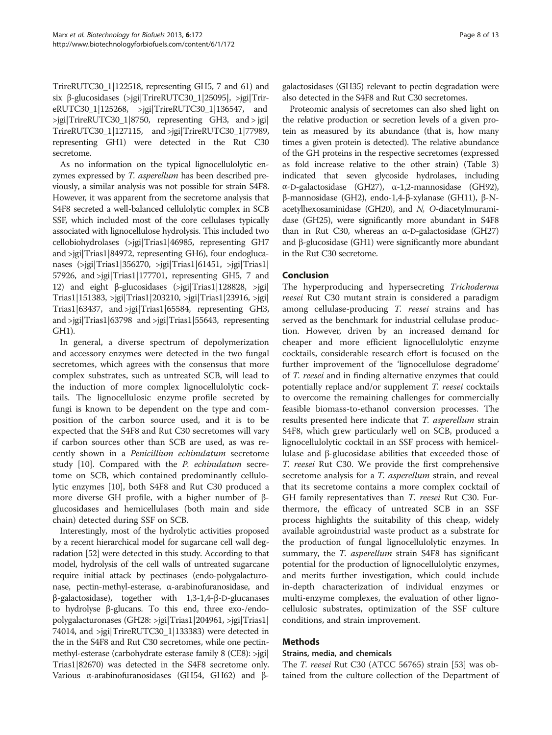TrireRUTC30_1|122518, representing GH5, 7 and 61) and six β-glucosidases (>jgi|TrireRUTC30_1|25095|, >jgi|TrireRUTC30_1|125268, >jgi|TrireRUTC30_1|136547, and >jgi|TrireRUTC30_1|8750, representing GH3, and > jgi|TrireRUTC30_1|127115, and >jgi|TrireRUTC30_1|77989, representing GH1) were detected in the Rut C30 secretome.

As no information on the typical lignocellulolytic enzymes expressed by *T. asperellum* has been described previously, a similar analysis was not possible for strain S4F8. However, it was apparent from the secretome analysis that S4F8 secreted a well-balanced cellulolytic complex in SCB SSF, which included most of the core cellulases typically associated with lignocellulose hydrolysis. This included two cellobiohydrolases (>jgi|Trias1|46985, representing GH7 and >jgi|Trias1|84972, representing GH6), four endoglucanases (>jgi|Trias1|356270, >jgi|Trias1|61451, >jgi|Trias1|57926, and >jgi|Trias1|177701, representing GH5, 7 and 12) and eight β-glucosidases (>jgi|Trias1|128828, >jgi|Trias1|151383, >jgi|Trias1|203210, >jgi|Trias1|23916, >jgi|Trias1|63437, and >jgi|Trias1|65584, representing GH3, and >jgi|Trias1|63798 and >jgi|Trias1|55643, representing GH1).

In general, a diverse spectrum of depolymerization and accessory enzymes were detected in the two fungal secretomes, which agrees with the consensus that more complex substrates, such as untreated SCB, will lead to the induction of more complex lignocellulolytic cocktails. The lignocellulosic enzyme profile secreted by fungi is known to be dependent on the type and composition of the carbon source used, and it is to be expected that the S4F8 and Rut C30 secretomes will vary if carbon sources other than SCB are used, as was recently shown in a *Penicillium echinulatum* secretome study [10]. Compared with the *P. echinulatum* secretome on SCB, which contained predominantly cellulolytic enzymes [10], both S4F8 and Rut C30 produced a more diverse GH profile, with a higher number of β-glucosidases and hemicellulases (both main and side chain) detected during SSF on SCB.

Interestingly, most of the hydrolytic activities proposed by a recent hierarchical model for sugarcane cell wall degradation [52] were detected in this study. According to that model, hydrolysis of the cell walls of untreated sugarcane require initial attack by pectinases (endo-polygalacturonase, pectin-methyl-esterase, α-arabinofuranosidase, and β-galactosidase), together with 1,3-1,4-β-D-glucanases to hydrolyse β-glucans. To this end, three exo-/endo-polygalacturonases (GH28: >jgi|Trias1|204961, >jgi|Trias1|74014, and >jgi|TrireRUTC30_1|133383) were detected in the in the S4F8 and Rut C30 secretomes, while one pectin-methyl-esterase (carbohydrate esterase family 8 (CE8): >jgi|Trias1|82670) was detected in the S4F8 secretome only. Various α-arabinofuranosidases (GH54, GH62) and β-galactosidases (GH35) relevant to pectin degradation were also detected in the S4F8 and Rut C30 secretomes.

Proteomic analysis of secretomes can also shed light on the relative production or secretion levels of a given protein as measured by its abundance (that is, how many times a given protein is detected). The relative abundance of the GH proteins in the respective secretomes (expressed as fold increase relative to the other strain) (Table 3) indicated that seven glycoside hydrolases, including α-D-galactosidase (GH27), α-1,2-mannosidase (GH92), β-mannosidase (GH2), endo-1,4-β-xylanase (GH11), β-N-acetylhexosaminidase (GH20), and *N, O*-diacetylmuramidase (GH25), were significantly more abundant in S4F8 than in Rut C30, whereas an α-D-galactosidase (GH27) and β-glucosidase (GH1) were significantly more abundant in the Rut C30 secretome.

## Conclusion

The hyperproducing and hypersecreting *Trichoderma reesei* Rut C30 mutant strain is considered a paradigm among cellulase-producing *T. reesei* strains and has served as the benchmark for industrial cellulase production. However, driven by an increased demand for cheaper and more efficient lignocellulolytic enzyme cocktails, considerable research effort is focused on the further improvement of the 'lignocellulose degradome' of *T. reesei* and in finding alternative enzymes that could potentially replace and/or supplement *T. reesei* cocktails to overcome the remaining challenges for commercially feasible biomass-to-ethanol conversion processes. The results presented here indicate that *T. asperellum* strain S4F8, which grew particularly well on SCB, produced a lignocellulolytic cocktail in an SSF process with hemicellulase and β-glucosidase abilities that exceeded those of *T. reesei* Rut C30. We provide the first comprehensive secretome analysis for a *T. asperellum* strain, and reveal that its secretome contains a more complex cocktail of GH family representatives than *T. reesei* Rut C30. Furthermore, the efficacy of untreated SCB in an SSF process highlights the suitability of this cheap, widely available agroindustrial waste product as a substrate for the production of fungal lignocellulolytic enzymes. In summary, the *T. asperellum* strain S4F8 has significant potential for the production of lignocellulolytic enzymes, and merits further investigation, which could include in-depth characterization of individual enzymes or multi-enzyme complexes, the evaluation of other lignocellulosic substrates, optimization of the SSF culture conditions, and strain improvement.

## Methods

### Strains, media, and chemicals

The *T. reesei* Rut C30 (ATCC 56765) strain [53] was obtained from the culture collection of the Department of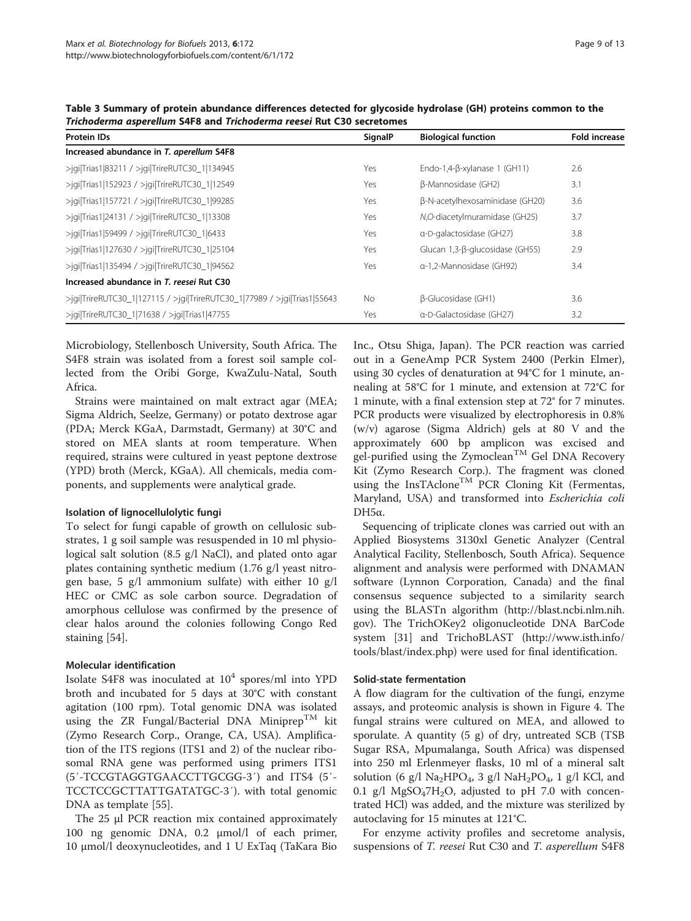**Table 3 Summary of protein abundance differences detected for glycoside hydrolase (GH) proteins common to the *Trichoderma asperellum* S4F8 and *Trichoderma reesei* Rut C30 secretomes**

| Protein IDs | SignalP | Biological function | Fold increase |
|---|---|---|---|
| **Increased abundance in *T. aperellum* S4F8** | | | |
| >jgi\|Trias1\|83211 / >jgi\|TrireRUTC30_1\|134945 | Yes | Endo-1,4-β-xylanase 1 (GH11) | 2.6 |
| >jgi\|Trias1\|152923 / >jgi\|TrireRUTC30_1\|12549 | Yes | β-Mannosidase (GH2) | 3.1 |
| >jgi\|Trias1\|157721 / >jgi\|TrireRUTC30_1\|99285 | Yes | β-N-acetylhexosaminidase (GH20) | 3.6 |
| >jgi\|Trias1\|24131 / >jgi\|TrireRUTC30_1\|13308 | Yes | *N,O*-diacetylmuramidase (GH25) | 3.7 |
| >jgi\|Trias1\|59499 / >jgi\|TrireRUTC30_1\|6433 | Yes | α-D-galactosidase (GH27) | 3.8 |
| >jgi\|Trias1\|127630 / >jgi\|TrireRUTC30_1\|25104 | Yes | Glucan 1,3-β-glucosidase (GH55) | 2.9 |
| >jgi\|Trias1\|135494 / >jgi\|TrireRUTC30_1\|94562 | Yes | α-1,2-Mannosidase (GH92) | 3.4 |
| **Increased abundance in *T. reesei* Rut C30** | | | |
| >jgi\|TrireRUTC30_1\|127115 / >jgi\|TrireRUTC30_1\|77989 / >jgi\|Trias1\|55643 | No | β-Glucosidase (GH1) | 3.6 |
| >jgi\|TrireRUTC30_1\|71638 / >jgi\|Trias1\|47755 | Yes | α-D-Galactosidase (GH27) | 3.2 |

Microbiology, Stellenbosch University, South Africa. The S4F8 strain was isolated from a forest soil sample collected from the Oribi Gorge, KwaZulu-Natal, South Africa.

Strains were maintained on malt extract agar (MEA; Sigma Aldrich, Seelze, Germany) or potato dextrose agar (PDA; Merck KGaA, Darmstadt, Germany) at 30°C and stored on MEA slants at room temperature. When required, strains were cultured in yeast peptone dextrose (YPD) broth (Merck, KGaA). All chemicals, media components, and supplements were analytical grade.

### Isolation of lignocellulolytic fungi

To select for fungi capable of growth on cellulosic substrates, 1 g soil sample was resuspended in 10 ml physiological salt solution (8.5 g/l NaCl), and plated onto agar plates containing synthetic medium (1.76 g/l yeast nitrogen base, 5 g/l ammonium sulfate) with either 10 g/l HEC or CMC as sole carbon source. Degradation of amorphous cellulose was confirmed by the presence of clear halos around the colonies following Congo Red staining [54].

### Molecular identification

Isolate S4F8 was inoculated at $10^4$ spores/ml into YPD broth and incubated for 5 days at 30°C with constant agitation (100 rpm). Total genomic DNA was isolated using the ZR Fungal/Bacterial DNA Miniprep™ kit (Zymo Research Corp., Orange, CA, USA). Amplification of the ITS regions (ITS1 and 2) of the nuclear ribosomal RNA gene was performed using primers ITS1 (5′-TCCGTAGGTGAACCTTGCGG-3′) and ITS4 (5′-TCCTCCGCTTATTGATATGC-3′). with total genomic DNA as template [55].

The 25 μl PCR reaction mix contained approximately 100 ng genomic DNA, 0.2 μmol/l of each primer, 10 μmol/l deoxynucleotides, and 1 U ExTaq (TaKara Bio Inc., Otsu Shiga, Japan). The PCR reaction was carried out in a GeneAmp PCR System 2400 (Perkin Elmer), using 30 cycles of denaturation at 94°C for 1 minute, annealing at 58°C for 1 minute, and extension at 72°C for 1 minute, with a final extension step at 72° for 7 minutes. PCR products were visualized by electrophoresis in 0.8% (w/v) agarose (Sigma Aldrich) gels at 80 V and the approximately 600 bp amplicon was excised and gel-purified using the Zymoclean™ Gel DNA Recovery Kit (Zymo Research Corp.). The fragment was cloned using the InsTAclone™ PCR Cloning Kit (Fermentas, Maryland, USA) and transformed into *Escherichia coli* DH5α.

Sequencing of triplicate clones was carried out with an Applied Biosystems 3130xl Genetic Analyzer (Central Analytical Facility, Stellenbosch, South Africa). Sequence alignment and analysis were performed with DNAMAN software (Lynnon Corporation, Canada) and the final consensus sequence subjected to a similarity search using the BLASTn algorithm (http://blast.ncbi.nlm.nih.gov). The TrichOKey2 oligonucleotide DNA BarCode system [31] and TrichoBLAST (http://www.isth.info/tools/blast/index.php) were used for final identification.

### Solid-state fermentation

A flow diagram for the cultivation of the fungi, enzyme assays, and proteomic analysis is shown in Figure 4. The fungal strains were cultured on MEA, and allowed to sporulate. A quantity (5 g) of dry, untreated SCB (TSB Sugar RSA, Mpumalanga, South Africa) was dispensed into 250 ml Erlenmeyer flasks, 10 ml of a mineral salt solution (6 g/l $Na_2HPO_4$, 3 g/l $NaH_2PO_4$, 1 g/l KCl, and 0.1 g/l $MgSO_4 \cdot 7H_2O$, adjusted to pH 7.0 with concentrated HCl) was added, and the mixture was sterilized by autoclaving for 15 minutes at 121°C.

For enzyme activity profiles and secretome analysis, suspensions of *T. reesei* Rut C30 and *T. asperellum* S4F8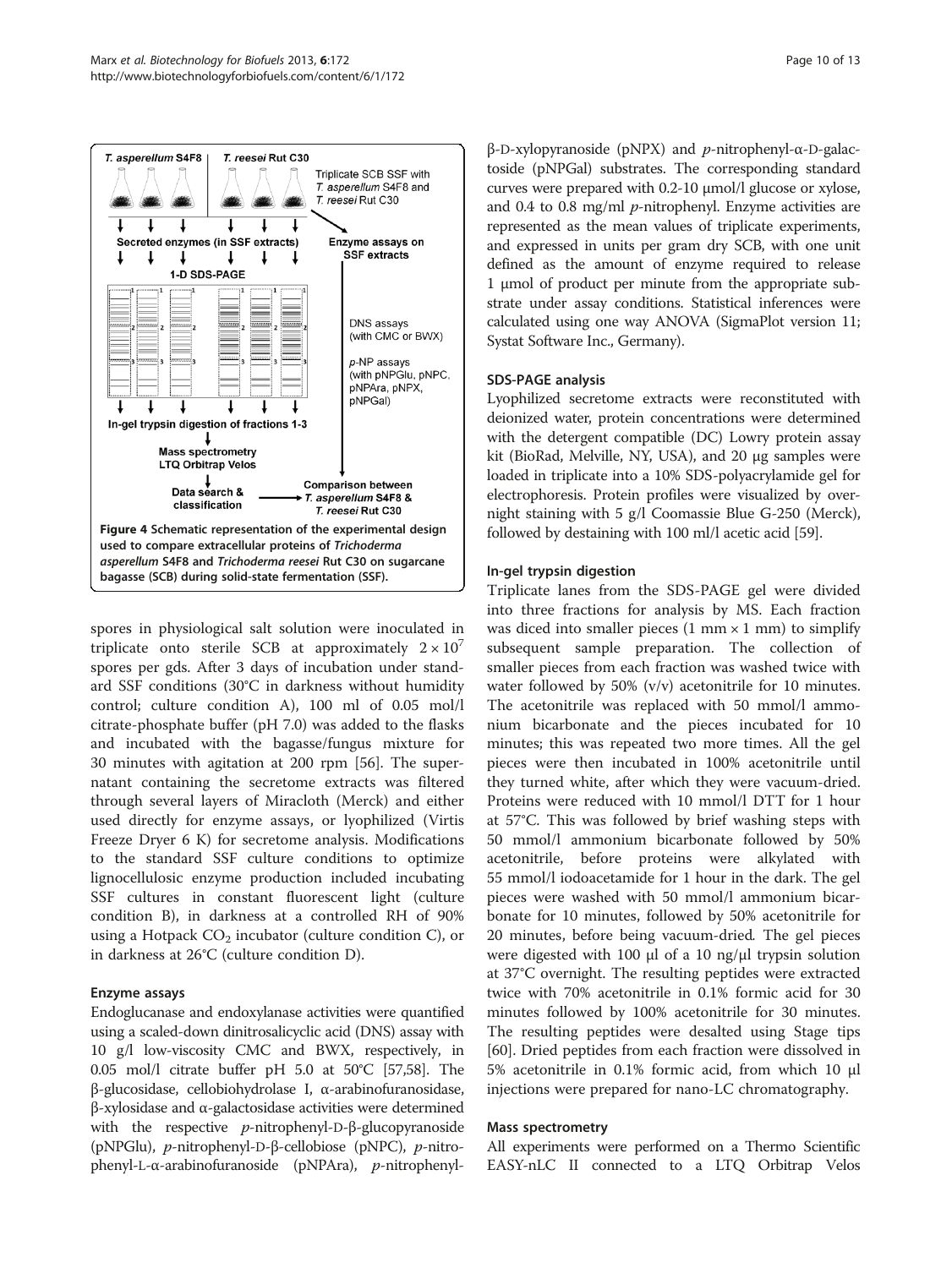Figure 4 Schematic representation of the experimental design used to compare extracellular proteins of *Trichoderma asperellum* S4F8 and *Trichoderma reesei* Rut C30 on sugarcane bagasse (SCB) during solid-state fermentation (SSF).

spores in physiological salt solution were inoculated in triplicate onto sterile SCB at approximately $2 \times 10^7$ spores per gds. After 3 days of incubation under standard SSF conditions (30°C in darkness without humidity control; culture condition A), 100 ml of 0.05 mol/l citrate-phosphate buffer (pH 7.0) was added to the flasks and incubated with the bagasse/fungus mixture for 30 minutes with agitation at 200 rpm [56]. The supernatant containing the secretome extracts was filtered through several layers of Miracloth (Merck) and either used directly for enzyme assays, or lyophilized (Virtis Freeze Dryer 6 K) for secretome analysis. Modifications to the standard SSF culture conditions to optimize lignocellulosic enzyme production included incubating SSF cultures in constant fluorescent light (culture condition B), in darkness at a controlled RH of 90% using a Hotpack $CO_2$ incubator (culture condition C), or in darkness at 26°C (culture condition D).

### Enzyme assays

Endoglucanase and endoxylanase activities were quantified using a scaled-down dinitrosalicyclic acid (DNS) assay with 10 g/l low-viscosity CMC and BWX, respectively, in 0.05 mol/l citrate buffer pH 5.0 at 50°C [57,58]. The β-glucosidase, cellobiohydrolase I, α-arabinofuranosidase, β-xylosidase and α-galactosidase activities were determined with the respective *p*-nitrophenyl-D-β-glucopyranoside (pNPGlu), *p*-nitrophenyl-D-β-cellobiose (pNPC), *p*-nitrophenyl-L-α-arabinofuranoside (pNPAra), *p*-nitrophenyl-β-D-xylopyranoside (pNPX) and *p*-nitrophenyl-α-D-galactoside (pNPGal) substrates. The corresponding standard curves were prepared with 0.2-10 μmol/l glucose or xylose, and 0.4 to 0.8 mg/ml *p*-nitrophenyl. Enzyme activities are represented as the mean values of triplicate experiments, and expressed in units per gram dry SCB, with one unit defined as the amount of enzyme required to release 1 μmol of product per minute from the appropriate substrate under assay conditions. Statistical inferences were calculated using one way ANOVA (SigmaPlot version 11; Systat Software Inc., Germany).

### SDS-PAGE analysis

Lyophilized secretome extracts were reconstituted with deionized water, protein concentrations were determined with the detergent compatible (DC) Lowry protein assay kit (BioRad, Melville, NY, USA), and 20 μg samples were loaded in triplicate into a 10% SDS-polyacrylamide gel for electrophoresis. Protein profiles were visualized by overnight staining with 5 g/l Coomassie Blue G-250 (Merck), followed by destaining with 100 ml/l acetic acid [59].

### In-gel trypsin digestion

Triplicate lanes from the SDS-PAGE gel were divided into three fractions for analysis by MS. Each fraction was diced into smaller pieces (1 mm × 1 mm) to simplify subsequent sample preparation. The collection of smaller pieces from each fraction was washed twice with water followed by 50% (v/v) acetonitrile for 10 minutes. The acetonitrile was replaced with 50 mmol/l ammonium bicarbonate and the pieces incubated for 10 minutes; this was repeated two more times. All the gel pieces were then incubated in 100% acetonitrile until they turned white, after which they were vacuum-dried. Proteins were reduced with 10 mmol/l DTT for 1 hour at 57°C. This was followed by brief washing steps with 50 mmol/l ammonium bicarbonate followed by 50% acetonitrile, before proteins were alkylated with 55 mmol/l iodoacetamide for 1 hour in the dark. The gel pieces were washed with 50 mmol/l ammonium bicarbonate for 10 minutes, followed by 50% acetonitrile for 20 minutes, before being vacuum-dried. The gel pieces were digested with 100 μl of a 10 ng/μl trypsin solution at 37°C overnight. The resulting peptides were extracted twice with 70% acetonitrile in 0.1% formic acid for 30 minutes followed by 100% acetonitrile for 30 minutes. The resulting peptides were desalted using Stage tips [60]. Dried peptides from each fraction were dissolved in 5% acetonitrile in 0.1% formic acid, from which 10 μl injections were prepared for nano-LC chromatography.

### Mass spectrometry

All experiments were performed on a Thermo Scientific EASY-nLC II connected to a LTQ Orbitrap Velos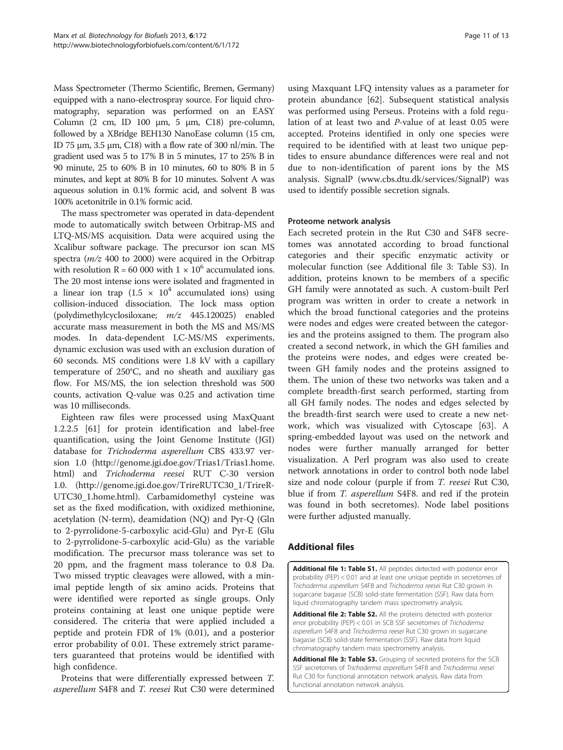Mass Spectrometer (Thermo Scientific, Bremen, Germany) equipped with a nano-electrospray source. For liquid chromatography, separation was performed on an EASY Column (2 cm, ID 100 μm, 5 μm, C18) pre-column, followed by a XBridge BEH130 NanoEase column (15 cm, ID 75 μm, 3.5 μm, C18) with a flow rate of 300 nl/min. The gradient used was 5 to 17% B in 5 minutes, 17 to 25% B in 90 minute, 25 to 60% B in 10 minutes, 60 to 80% B in 5 minutes, and kept at 80% B for 10 minutes. Solvent A was aqueous solution in 0.1% formic acid, and solvent B was 100% acetonitrile in 0.1% formic acid.

The mass spectrometer was operated in data-dependent mode to automatically switch between Orbitrap-MS and LTQ-MS/MS acquisition. Data were acquired using the Xcalibur software package. The precursor ion scan MS spectra (*m/z* 400 to 2000) were acquired in the Orbitrap with resolution R = 60 000 with $1 \times 10^6$ accumulated ions. The 20 most intense ions were isolated and fragmented in a linear ion trap ($1.5 \times 10^4$ accumulated ions) using collision-induced dissociation. The lock mass option (polydimethylcyclosiloxane; *m/z* 445.120025) enabled accurate mass measurement in both the MS and MS/MS modes. In data-dependent LC-MS/MS experiments, dynamic exclusion was used with an exclusion duration of 60 seconds. MS conditions were 1.8 kV with a capillary temperature of 250°C, and no sheath and auxiliary gas flow. For MS/MS, the ion selection threshold was 500 counts, activation Q-value was 0.25 and activation time was 10 milliseconds.

Eighteen raw files were processed using MaxQuant 1.2.2.5 [61] for protein identification and label-free quantification, using the Joint Genome Institute (JGI) database for *Trichoderma asperellum* CBS 433.97 version 1.0 (http://genome.jgi.doe.gov/Trias1/Trias1.home.html) and *Trichoderma reesei* RUT C-30 version 1.0. (http://genome.jgi.doe.gov/TrireRUTC30_1/TrireRUTC30_1.home.html). Carbamidomethyl cysteine was set as the fixed modification, with oxidized methionine, acetylation (N-term), deamidation (NQ) and Pyr-Q (Gln to 2-pyrrolidone-5-carboxylic acid-Glu) and Pyr-E (Glu to 2-pyrrolidone-5-carboxylic acid-Glu) as the variable modification. The precursor mass tolerance was set to 20 ppm, and the fragment mass tolerance to 0.8 Da. Two missed tryptic cleavages were allowed, with a minimal peptide length of six amino acids. Proteins that were identified were reported as single groups. Only proteins containing at least one unique peptide were considered. The criteria that were applied included a peptide and protein FDR of 1% (0.01), and a posterior error probability of 0.01. These extremely strict parameters guaranteed that proteins would be identified with high confidence.

Proteins that were differentially expressed between *T. asperellum* S4F8 and *T. reesei* Rut C30 were determined using Maxquant LFQ intensity values as a parameter for protein abundance [62]. Subsequent statistical analysis was performed using Perseus. Proteins with a fold regulation of at least two and *P*-value of at least 0.05 were accepted. Proteins identified in only one species were required to be identified with at least two unique peptides to ensure abundance differences were real and not due to non-identification of parent ions by the MS analysis. SignalP (www.cbs.dtu.dk/services/SignalP) was used to identify possible secretion signals.

#### Proteome network analysis

Each secreted protein in the Rut C30 and S4F8 secretomes was annotated according to broad functional categories and their specific enzymatic activity or molecular function (see Additional file 3: Table S3). In addition, proteins known to be members of a specific GH family were annotated as such. A custom-built Perl program was written in order to create a network in which the broad functional categories and the proteins were nodes and edges were created between the categories and the proteins assigned to them. The program also created a second network, in which the GH families and the proteins were nodes, and edges were created between GH family nodes and the proteins assigned to them. The union of these two networks was taken and a complete breadth-first search performed, starting from all GH family nodes. The nodes and edges selected by the breadth-first search were used to create a new network, which was visualized with Cytoscape [63]. A spring-embedded layout was used on the network and nodes were further manually arranged for better visualization. A Perl program was also used to create network annotations in order to control both node label size and node colour (purple if from *T. reesei* Rut C30, blue if from *T. asperellum* S4F8. and red if the protein was found in both secretomes). Node label positions were further adjusted manually.

## Additional files

**Additional file 1: Table S1.** All peptides detected with posterior error probability (PEP) < 0.01 and at least one unique peptide in secretomes of *Trichoderma asperellum* S4F8 and *Trichoderma reesei* Rut C30 grown in sugarcane bagasse (SCB) solid-state fermentation (SSF). Raw data from liquid chromatography tandem mass spectrometry analysis.

**Additional file 2: Table S2.** All the proteins detected with posterior error probability (PEP) < 0.01 in SCB SSF secretomes of *Trichoderma asperellum* S4F8 and *Trichoderma reesei* Rut C30 grown in sugarcane bagasse (SCB) solid-state fermentation (SSF). Raw data from liquid chromatography tandem mass spectrometry analysis.

**Additional file 3: Table S3.** Grouping of secreted proteins for the SCB SSF secretomes of *Trichoderma asperellum* S4F8 and *Trichoderma reesei* Rut C30 for functional annotation network analysis. Raw data from functional annotation network analysis.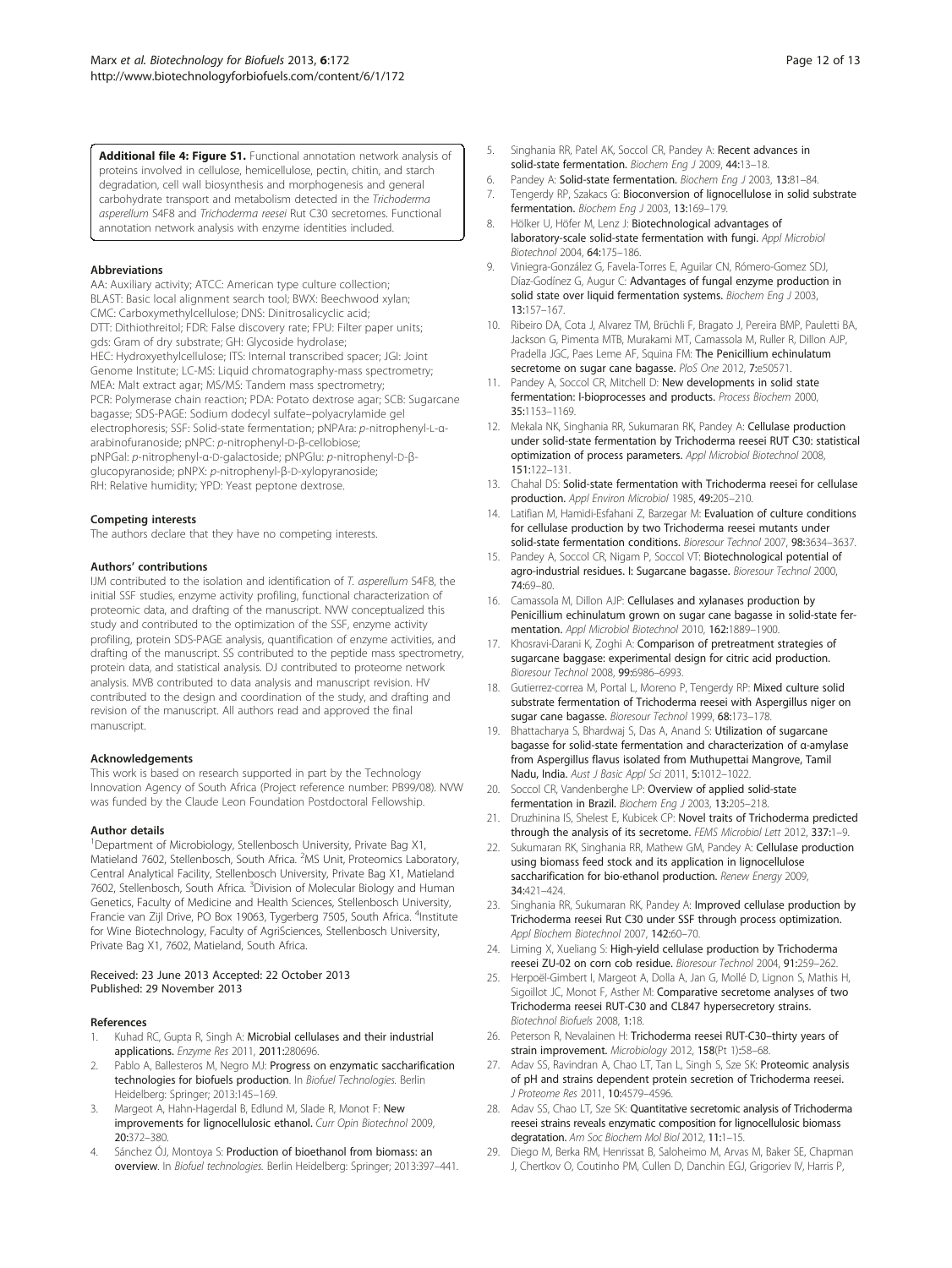**Additional file 4: Figure S1.** Functional annotation network analysis of proteins involved in cellulose, hemicellulose, pectin, chitin, and starch degradation, cell wall biosynthesis and morphogenesis and general carbohydrate transport and metabolism detected in the *Trichoderma asperellum* S4F8 and *Trichoderma reesei* Rut C30 secretomes. Functional annotation network analysis with enzyme identities included.

#### Abbreviations

AA: Auxiliary activity; ATCC: American type culture collection; BLAST: Basic local alignment search tool; BWX: Beechwood xylan; CMC: Carboxymethylcellulose; DNS: Dinitrosalicyclic acid; DTT: Dithiothreitol; FDR: False discovery rate; FPU: Filter paper units; gds: Gram of dry substrate; GH: Glycoside hydrolase; HEC: Hydroxyethylcellulose; ITS: Internal transcribed spacer; JGI: Joint Genome Institute; LC-MS: Liquid chromatography-mass spectrometry; MEA: Malt extract agar; MS/MS: Tandem mass spectrometry; PCR: Polymerase chain reaction; PDA: Potato dextrose agar; SCB: Sugarcane bagasse; SDS-PAGE: Sodium dodecyl sulfate–polyacrylamide gel electrophoresis; SSF: Solid-state fermentation; pNPAra: *p*-nitrophenyl-L-α-arabinofuranoside; pNPC: *p*-nitrophenyl-D-β-cellobiose; pNPGal: *p*-nitrophenyl-α-D-galactoside; pNPGlu: *p*-nitrophenyl-D-β-glucopyranoside; pNPX: *p*-nitrophenyl-β-D-xylopyranoside; RH: Relative humidity; YPD: Yeast peptone dextrose.

#### Competing interests

The authors declare that they have no competing interests.

#### Authors' contributions

IJM contributed to the isolation and identification of *T. asperellum* S4F8, the initial SSF studies, enzyme activity profiling, functional characterization of proteomic data, and drafting of the manuscript. NVW conceptualized this study and contributed to the optimization of the SSF, enzyme activity profiling, protein SDS-PAGE analysis, quantification of enzyme activities, and drafting of the manuscript. SS contributed to the peptide mass spectrometry, protein data, and statistical analysis. DJ contributed to proteome network analysis. MVB contributed to data analysis and manuscript revision. HV contributed to the design and coordination of the study, and drafting and revision of the manuscript. All authors read and approved the final manuscript.

#### Acknowledgements

This work is based on research supported in part by the Technology Innovation Agency of South Africa (Project reference number: PB99/08). NVW was funded by the Claude Leon Foundation Postdoctoral Fellowship.

#### Author details

[1]Department of Microbiology, Stellenbosch University, Private Bag X1, Matieland 7602, Stellenbosch, South Africa. [2]MS Unit, Proteomics Laboratory, Central Analytical Facility, Stellenbosch University, Private Bag X1, Matieland 7602, Stellenbosch, South Africa. [3]Division of Molecular Biology and Human Genetics, Faculty of Medicine and Health Sciences, Stellenbosch University, Francie van Zijl Drive, PO Box 19063, Tygerberg 7505, South Africa. [4]Institute for Wine Biotechnology, Faculty of AgriSciences, Stellenbosch University, Private Bag X1, 7602, Matieland, South Africa.

Received: 23 June 2013 Accepted: 22 October 2013
Published: 29 November 2013

#### References

1. Kuhad RC, Gupta R, Singh A: **Microbial cellulases and their industrial applications.** *Enzyme Res* 2011, **2011:**280696.
2. Pablo A, Ballesteros M, Negro MJ: **Progress on enzymatic saccharification technologies for biofuels production.** In *Biofuel Technologies*. Berlin Heidelberg: Springer; 2013:145–169.
3. Margeot A, Hahn-Hagerdal B, Edlund M, Slade R, Monot F: **New improvements for lignocellulosic ethanol.** *Curr Opin Biotechnol* 2009, **20:**372–380.
4. Sánchez ÓJ, Montoya S: **Production of bioethanol from biomass: an overview.** In *Biofuel technologies*. Berlin Heidelberg: Springer; 2013:397–441.
5. Singhania RR, Patel AK, Soccol CR, Pandey A: **Recent advances in solid-state fermentation.** *Biochem Eng J* 2009, **44:**13–18.
6. Pandey A: **Solid-state fermentation.** *Biochem Eng J* 2003, **13:**81–84.
7. Tengerdy RP, Szakacs G: **Bioconversion of lignocellulose in solid substrate fermentation.** *Biochem Eng J* 2003, **13:**169–179.
8. Hölker U, Höfer M, Lenz J: **Biotechnological advantages of laboratory-scale solid-state fermentation with fungi.** *Appl Microbiol Biotechnol* 2004, **64:**175–186.
9. Viniegra-González G, Favela-Torres E, Aguilar CN, Rómero-Gomez SDJ, Díaz-Godínez G, Augur C: **Advantages of fungal enzyme production in solid state over liquid fermentation systems.** *Biochem Eng J* 2003, **13:**157–167.
10. Ribeiro DA, Cota J, Alvarez TM, Brüchli F, Bragato J, Pereira BMP, Pauletti BA, Jackson G, Pimenta MTB, Murakami MT, Camassola M, Ruller R, Dillon AJP, Pradella JGC, Paes Leme AF, Squina FM: **The Penicillium echinulatum secretome on sugar cane bagasse.** *PloS One* 2012, **7:**e50571.
11. Pandey A, Soccol CR, Mitchell D: **New developments in solid state fermentation: I-bioprocesses and products.** *Process Biochem* 2000, **35:**1153–1169.
12. Mekala NK, Singhania RR, Sukumaran RK, Pandey A: **Cellulase production under solid-state fermentation by Trichoderma reesei RUT C30: statistical optimization of process parameters.** *Appl Microbiol Biotechnol* 2008, **151:**122–131.
13. Chahal DS: **Solid-state fermentation with Trichoderma reesei for cellulase production.** *Appl Environ Microbiol* 1985, **49:**205–210.
14. Latifian M, Hamidi-Esfahani Z, Barzegar M: **Evaluation of culture conditions for cellulase production by two Trichoderma reesei mutants under solid-state fermentation conditions.** *Bioresour Technol* 2007, **98:**3634–3637.
15. Pandey A, Soccol CR, Nigam P, Soccol VT: **Biotechnological potential of agro-industrial residues. I: Sugarcane bagasse.** *Bioresour Technol* 2000, **74:**69–80.
16. Camassola M, Dillon AJP: **Cellulases and xylanases production by Penicillium echinulatum grown on sugar cane bagasse in solid-state fermentation.** *Appl Microbiol Biotechnol* 2010, **162:**1889–1900.
17. Khosravi-Darani K, Zoghi A: **Comparison of pretreatment strategies of sugarcane baggase: experimental design for citric acid production.** *Bioresour Technol* 2008, **99:**6986–6993.
18. Gutierrez-correa M, Portal L, Moreno P, Tengerdy RP: **Mixed culture solid substrate fermentation of Trichoderma reesei with Aspergillus niger on sugar cane bagasse.** *Bioresour Technol* 1999, **68:**173–178.
19. Bhattacharya S, Bhardwaj S, Das A, Anand S: **Utilization of sugarcane bagasse for solid-state fermentation and characterization of α-amylase from Aspergillus flavus isolated from Muthupettai Mangrove, Tamil Nadu, India.** *Aust J Basic Appl Sci* 2011, **5:**1012–1022.
20. Soccol CR, Vandenberghe LP: **Overview of applied solid-state fermentation in Brazil.** *Biochem Eng J* 2003, **13:**205–218.
21. Druzhinina IS, Shelest E, Kubicek CP: **Novel traits of Trichoderma predicted through the analysis of its secretome.** *FEMS Microbiol Lett* 2012, **337:**1–9.
22. Sukumaran RK, Singhania RR, Mathew GM, Pandey A: **Cellulase production using biomass feed stock and its application in lignocellulose saccharification for bio-ethanol production.** *Renew Energy* 2009, **34:**421–424.
23. Singhania RR, Sukumaran RK, Pandey A: **Improved cellulase production by Trichoderma reesei Rut C30 under SSF through process optimization.** *Appl Biochem Biotechnol* 2007, **142:**60–70.
24. Liming X, Xueliang S: **High-yield cellulase production by Trichoderma reesei ZU-02 on corn cob residue.** *Bioresour Technol* 2004, **91:**259–262.
25. Herpoël-Gimbert I, Margeot A, Dolla A, Jan G, Mollé D, Lignon S, Mathis H, Sigoillot JC, Monot F, Asther M: **Comparative secretome analyses of two Trichoderma reesei RUT-C30 and CL847 hypersecretory strains.** *Biotechnol Biofuels* 2008, **1:**18.
26. Peterson R, Nevalainen H: **Trichoderma reesei RUT-C30–thirty years of strain improvement.** *Microbiology* 2012, **158**(Pt 1)**:**58–68.
27. Adav SS, Ravindran A, Chao LT, Tan L, Singh S, Sze SK: **Proteomic analysis of pH and strains dependent protein secretion of Trichoderma reesei.** *J Proteome Res* 2011, **10:**4579–4596.
28. Adav SS, Chao LT, Sze SK: **Quantitative secretomic analysis of Trichoderma reesei strains reveals enzymatic composition for lignocellulosic biomass degratation.** *Am Soc Biochem Mol Biol* 2012, **11:**1–15.
29. Diego M, Berka RM, Henrissat B, Saloheimo M, Arvas M, Baker SE, Chapman J, Chertkov O, Coutinho PM, Cullen D, Danchin EGJ, Grigoriev IV, Harris P,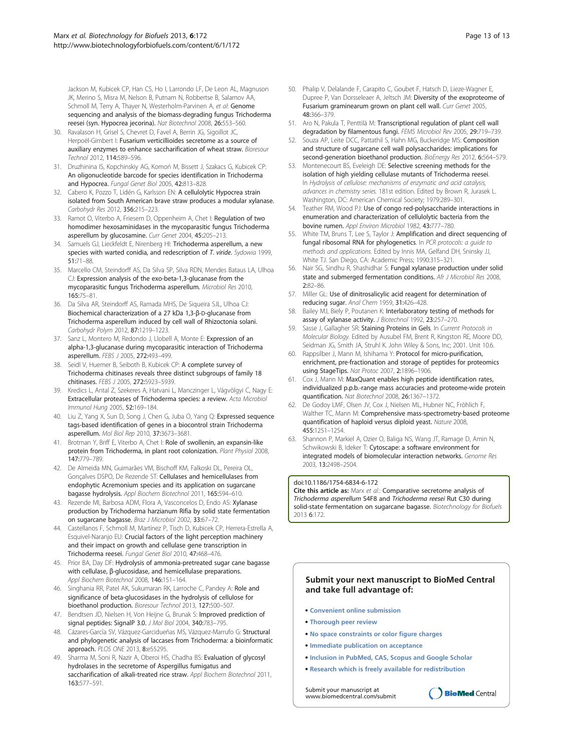Jackson M, Kubicek CP, Han CS, Ho I, Larrondo LF, De Leon AL, Magnuson JK, Merino S, Misra M, Nelson B, Putnam N, Robbertse B, Salamov AA, Schmoll M, Terry A, Thayer N, Westerholm-Parvinen A, *et al*: **Genome sequencing and analysis of the biomass-degrading fungus Trichoderma reesei (syn. Hypocrea jecorina).** *Nat Biotechnol* 2008, **26:**553–560.

30. Ravalason H, Grisel S, Chevret D, Favel A, Berrin JG, Sigoillot JC, Herpoël-Gimbert I: **Fusarium verticillioides secretome as a source of auxiliary enzymes to enhance saccharification of wheat straw.** *Bioresour Technol* 2012, **114:**589–596.
31. Druzhinina IS, Kopchinskiy AG, Komoń M, Bissett J, Szakacs G, Kubicek CP: **An oligonucleotide barcode for species identification in Trichoderma and Hypocrea.** *Fungal Genet Biol* 2005, **42:**813–828.
32. Cabero K, Pozzo T, Lidén G, Karlsson EN: **A cellulolytic Hypocrea strain isolated from South American brave straw produces a modular xylanase.** *Carbohydr Res* 2012, **356:**215–223.
33. Ramot O, Viterbo A, Friesem D, Oppenheim A, Chet I: **Regulation of two homodimer hexosaminidases in the mycoparasitic fungus Trichoderma asperellum by glucosamine.** *Curr Genet* 2004, **45:**205–213.
34. Samuels GJ, Lieckfeldt E, Nirenberg HI: **Trichoderma asperellum, a new species with warted conidia, and redescription of** ***T. viride*****.** *Sydowia* 1999, **51:**71–88.
35. Marcello CM, Steindorff AS, Da Silva SP, Silva RDN, Mendes Bataus LA, Ulhoa CJ: **Expression analysis of the exo-beta-1,3-glucanase from the mycoparasitic fungus Trichoderma asperellum.** *Microbiol Res* 2010, **165:**75–81.
36. Da Silva AR, Steindorff AS, Ramada MHS, De Siqueira SJL, Ulhoa CJ: **Biochemical characterization of a 27 kDa 1,3-β-D-glucanase from Trichoderma asperellum induced by cell wall of Rhizoctonia solani.** *Carbohydr Polym* 2012, **87:**1219–1223.
37. Sanz L, Montero M, Redondo J, Llobell A, Monte E: **Expression of an alpha-1,3-glucanase during mycoparasitic interaction of Trichoderma asperellum.** *FEBS J* 2005, **272:**493–499.
38. Seidl V, Huemer B, Seiboth B, Kubicek CP: **A complete survey of Trichoderma chitinases reveals three distinct subgroups of family 18 chitinases.** *FEBS J* 2005, **272:**5923–5939.
39. Kredics L, Antal Z, Szekeres A, Hatvani L, Manczinger L, Vágvölgyi C, Nagy E: **Extracellular proteases of Trichoderma species: a review.** *Acta Microbiol Immunol Hung* 2005, **52:**169–184.
40. Liu Z, Yang X, Sun D, Song J, Chen G, Juba O, Yang Q: **Expressed sequence tags-based identification of genes in a biocontrol strain Trichoderma asperellum.** *Mol Biol Rep* 2010, **37:**3673–3681.
41. Brotman Y, Briff E, Viterbo A, Chet I: **Role of swollenin, an expansin-like protein from Trichoderma, in plant root colonization.** *Plant Physiol* 2008, **147:**779–789.
42. De Almeida MN, Guimarães VM, Bischoff KM, Falkoski DL, Pereira OL, Gonçalves DSPO, De Rezende ST: **Cellulases and hemicellulases from endophytic Acremonium species and its application on sugarcane bagasse hydrolysis.** *Appl Biochem Biotechnol* 2011, **165:**594–610.
43. Rezende MI, Barbosa ADM, Flora A, Vasconcelos D, Endo AS: **Xylanase production by Trichoderma harzianum Rifia by solid state fermentation on sugarcane bagasse.** *Braz J Microbiol* 2002, **33:**67–72.
44. Castellanos F, Schmoll M, Martínez P, Tisch D, Kubicek CP, Herrera-Estrella A, Esquivel-Naranjo EU: **Crucial factors of the light perception machinery and their impact on growth and cellulase gene transcription in Trichoderma reesei.** *Fungal Genet Biol* 2010, **47:**468–476.
45. Prior BA, Day DF: **Hydrolysis of ammonia-pretreated sugar cane bagasse with cellulase, β-glucosidase, and hemicellulase preparations.** *Appl Biochem Biotechnol* 2008, **146:**151–164.
46. Singhania RR, Patel AK, Sukumaran RK, Larroche C, Pandey A: **Role and significance of beta-glucosidases in the hydrolysis of cellulose for bioethanol production.** *Bioresour Technol* 2013, **127:**500–507.
47. Bendtsen JD, Nielsen H, Von Heijne G, Brunak S: **Improved prediction of signal peptides: SignalP 3.0.** *J Mol Biol* 2004, **340:**783–795.
48. Cázares-García SV, Vázquez-Garcidueñas MS, Vázquez-Marrufo G: **Structural and phylogenetic analysis of laccases from Trichoderma: a bioinformatic approach.** *PLOS ONE* 2013, **8:**e55295.
49. Sharma M, Soni R, Nazir A, Oberoi HS, Chadha BS: **Evaluation of glycosyl hydrolases in the secretome of Aspergillus fumigatus and saccharification of alkali-treated rice straw.** *Appl Biochem Biotechnol* 2011, **163:**577–591.
50. Phalip V, Delalande F, Carapito C, Goubet F, Hatsch D, Lieze-Wagner E, Dupree P, Van Dorsseleaer A, Jeltsch JM: **Diversity of the exoproteome of Fusarium graminearum grown on plant cell wall.** *Curr Genet* 2005, **48:**366–379.
51. Aro N, Pakula T, Penttilä M: **Transcriptional regulation of plant cell wall degradation by filamentous fungi.** *FEMS Microbiol Rev* 2005, **29:**719–739.
52. Souza AP, Leite DCC, Pattathil S, Hahn MG, Buckeridge MS: **Composition and structure of sugarcane cell wall polysaccharides: implications for second-generation bioethanol production.** *BioEnergy Res* 2012, **6:**564–579.
53. Montenecourt BS, Eveleigh DE: **Selective screening methods for the isolation of high yielding cellulase mutants of Trichoderma reesei.** In *Hydrolysis of cellulose: mechanisms of enzymatic and acid catalysis, advances in chemistry series.* 181st edition. Edited by Brown R, Jurasek L. Washington, DC: American Chemical Society; 1979:289–301.
54. Teather RM, Wood PJ: **Use of congo red-polysaccharide interactions in enumeration and characterization of cellulolytic bacteria from the bovine rumen.** *Appl Environ Microbiol* 1982, **43:**777–780.
55. White TM, Bruns T, Lee S, Taylor J: **Amplification and direct sequencing of fungal ribosomal RNA for phylogenetics.** In *PCR protocols: a guide to methods and applications.* Edited by Innis MA, Gelfand DH, Sninsky JJ, White TJ. San Diego, CA: Academic Press; 1990:315–321.
56. Nair SG, Sindhu R, Shashidhar S: **Fungal xylanase production under solid state and submerged fermentation conditions.** *Afr J Microbiol Res* 2008, **2:**82–86.
57. Miller GL: **Use of dinitrosalicylic acid reagent for determination of reducing sugar.** *Anal Chem* 1959, **31:**426–428.
58. Bailey MJ, Biely P, Poutanen K: **Interlaboratory testing of methods for assay of xylanase activity.** *J Biotechnol* 1992, **23:**257–270.
59. Sasse J, Gallagher SR: **Staining Proteins in Gels.** In *Current Protocols in Molecular Biology.* Edited by Ausubel FM, Brent R, Kingston RE, Moore DD, Seidman JG, Smith JA, Struhl K. John Wiley & Sons, Inc; 2001. Unit 10.6.
60. Rappsilber J, Mann M, Ishihama Y: **Protocol for micro-purification, enrichment, pre-fractionation and storage of peptides for proteomics using StageTips.** *Nat Protoc* 2007, **2:**1896–1906.
61. Cox J, Mann M: **MaxQuant enables high peptide identification rates, individualized p.p.b.-range mass accuracies and proteome-wide protein quantification.** *Nat Biotechnol* 2008, **26:**1367–1372.
62. De Godoy LMF, Olsen JV, Cox J, Nielsen ML, Hubner NC, Fröhlich F, Walther TC, Mann M: **Comprehensive mass-spectrometry-based proteome quantification of haploid versus diploid yeast.** *Nature* 2008, **455:**1251–1254.
63. Shannon P, Markiel A, Ozier O, Baliga NS, Wang JT, Ramage D, Amin N, Schwikowski B, Ideker T: **Cytoscape: a software environment for integrated models of biomolecular interaction networks.** *Genome Res* 2003, **13:**2498–2504.

doi:10.1186/1754-6834-6-172

**Cite this article as:** Marx *et al.*: Comparative secretome analysis of *Trichoderma asperellum* S4F8 and *Trichoderma reesei* Rut C30 during solid-state fermentation on sugarcane bagasse. *Biotechnology for Biofuels* 2013 **6**:172.

**Submit your next manuscript to BioMed Central and take full advantage of:**

- **Convenient online submission**
- **Thorough peer review**
- **No space constraints or color figure charges**
- **Immediate publication on acceptance**
- **Inclusion in PubMed, CAS, Scopus and Google Scholar**
- **Research which is freely available for redistribution**

Submit your manuscript at
www.biomedcentral.com/submit

BioMed Central